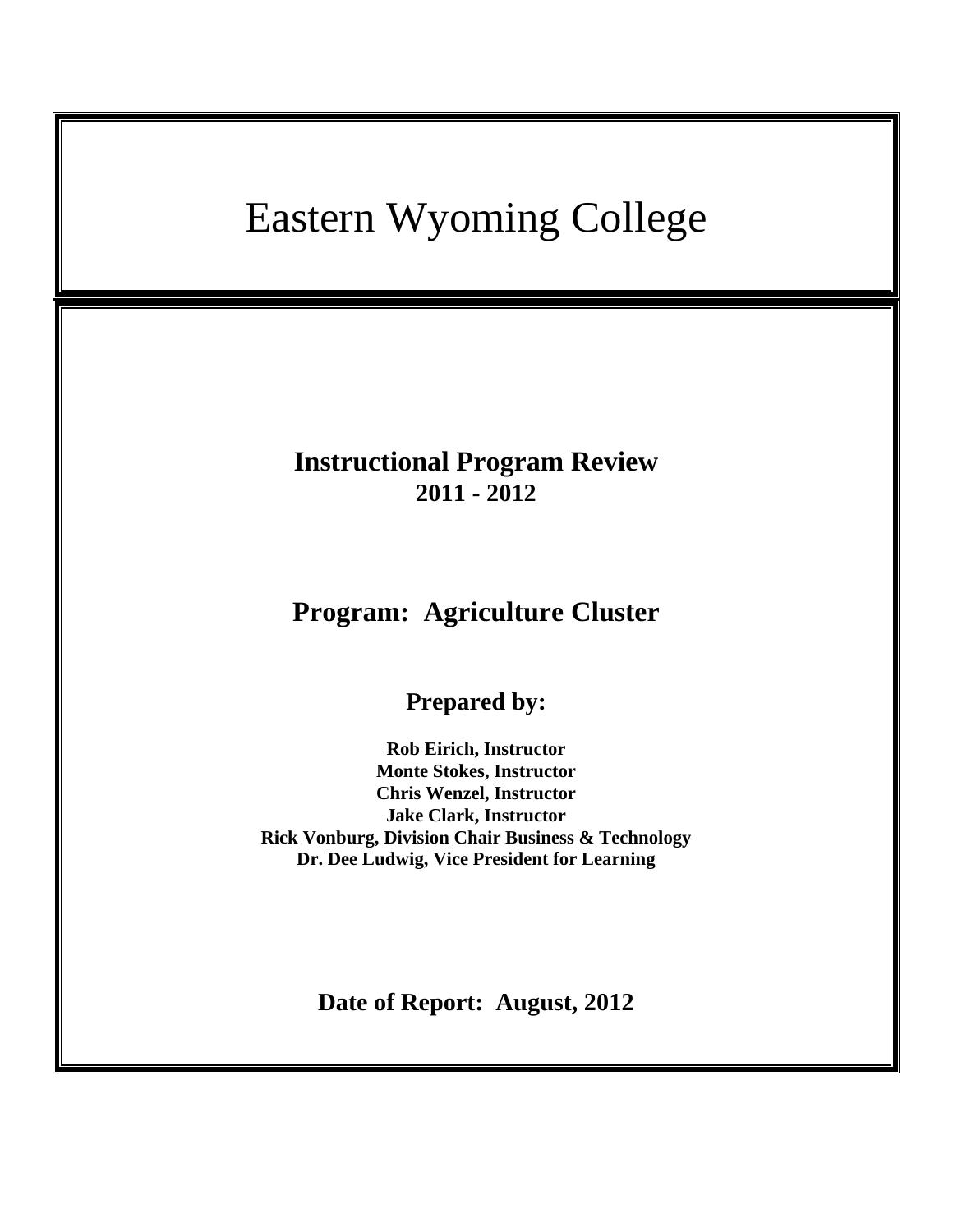# Eastern Wyoming College

## Instructional Program Review
**2011 - 2012**

## Program: Agriculture Cluster

### Prepared by:

**Rob Eirich, Instructor**
**Monte Stokes, Instructor**
**Chris Wenzel, Instructor**
**Jake Clark, Instructor**
**Rick Vonburg, Division Chair Business & Technology**
**Dr. Dee Ludwig, Vice President for Learning**

**Date of Report: August, 2012**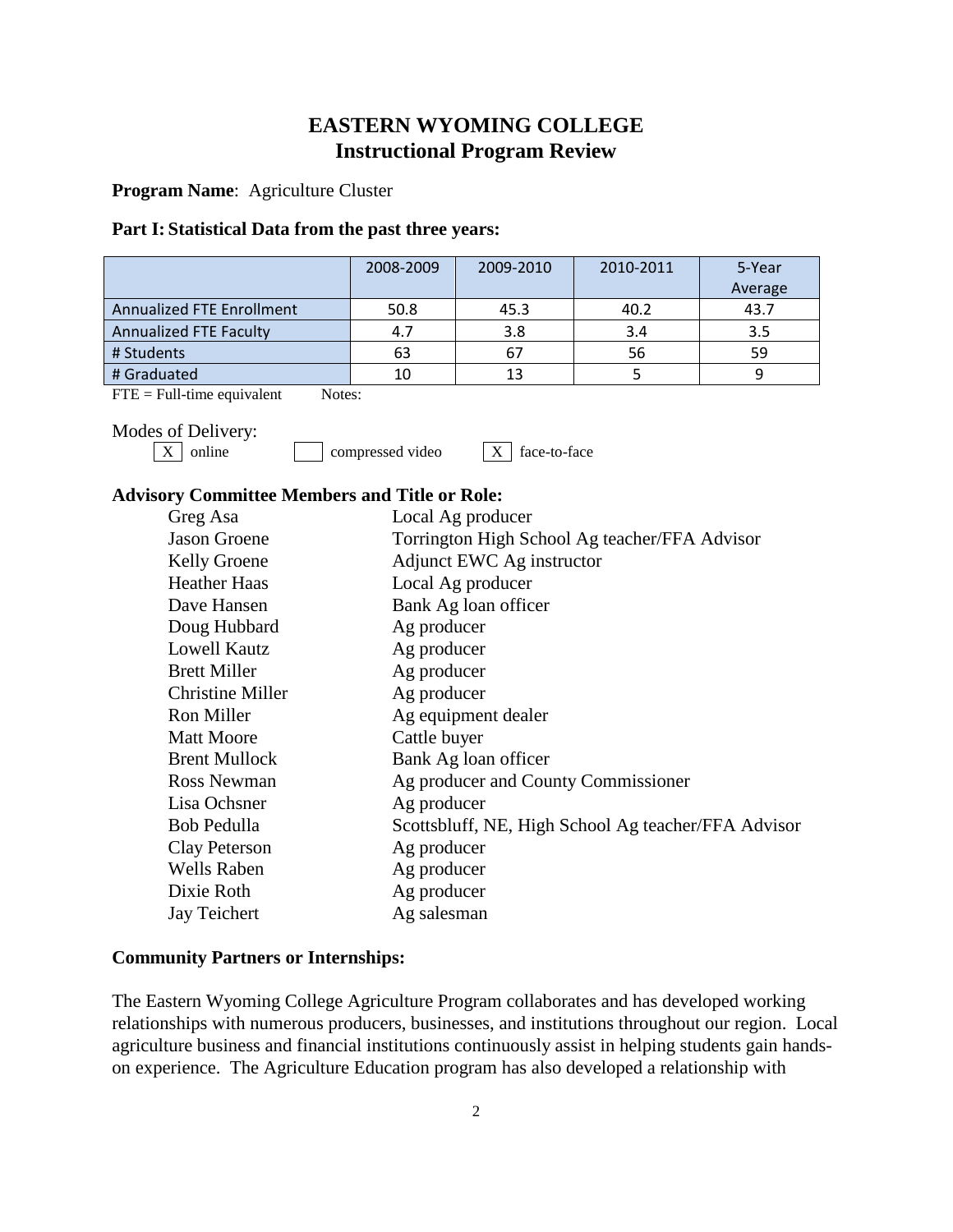# EASTERN WYOMING COLLEGE
## Instructional Program Review

**Program Name**: Agriculture Cluster

**Part I: Statistical Data from the past three years:**

| | 2008-2009 | 2009-2010 | 2010-2011 | 5-Year Average |
|---|---|---|---|---|
| Annualized FTE Enrollment | 50.8 | 45.3 | 40.2 | 43.7 |
| Annualized FTE Faculty | 4.7 | 3.8 | 3.4 | 3.5 |
| # Students | 63 | 67 | 56 | 59 |
| # Graduated | 10 | 13 | 5 | 9 |

FTE = Full-time equivalent Notes:

Modes of Delivery:

[X] online [ ] compressed video [X] face-to-face

**Advisory Committee Members and Title or Role:**

| | |
|---|---|
| Greg Asa | Local Ag producer |
| Jason Groene | Torrington High School Ag teacher/FFA Advisor |
| Kelly Groene | Adjunct EWC Ag instructor |
| Heather Haas | Local Ag producer |
| Dave Hansen | Bank Ag loan officer |
| Doug Hubbard | Ag producer |
| Lowell Kautz | Ag producer |
| Brett Miller | Ag producer |
| Christine Miller | Ag producer |
| Ron Miller | Ag equipment dealer |
| Matt Moore | Cattle buyer |
| Brent Mullock | Bank Ag loan officer |
| Ross Newman | Ag producer and County Commissioner |
| Lisa Ochsner | Ag producer |
| Bob Pedulla | Scottsbluff, NE, High School Ag teacher/FFA Advisor |
| Clay Peterson | Ag producer |
| Wells Raben | Ag producer |
| Dixie Roth | Ag producer |
| Jay Teichert | Ag salesman |

**Community Partners or Internships:**

The Eastern Wyoming College Agriculture Program collaborates and has developed working relationships with numerous producers, businesses, and institutions throughout our region. Local agriculture business and financial institutions continuously assist in helping students gain hands-on experience. The Agriculture Education program has also developed a relationship with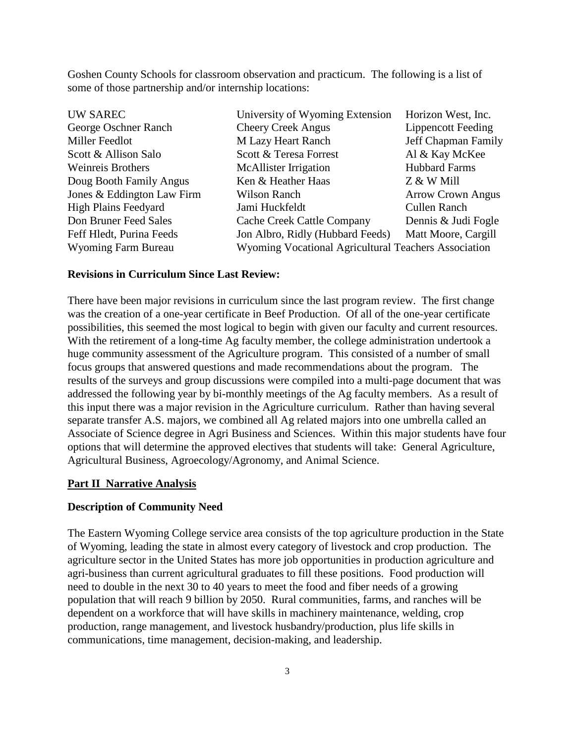Goshen County Schools for classroom observation and practicum. The following is a list of some of those partnership and/or internship locations:

| | | |
|---|---|---|
| UW SAREC | University of Wyoming Extension | Horizon West, Inc. |
| George Oschner Ranch | Cheery Creek Angus | Lippencott Feeding |
| Miller Feedlot | M Lazy Heart Ranch | Jeff Chapman Family |
| Scott & Allison Salo | Scott & Teresa Forrest | Al & Kay McKee |
| Weinreis Brothers | McAllister Irrigation | Hubbard Farms |
| Doug Booth Family Angus | Ken & Heather Haas | Z & W Mill |
| Jones & Eddington Law Firm | Wilson Ranch | Arrow Crown Angus |
| High Plains Feedyard | Jami Huckfeldt | Cullen Ranch |
| Don Bruner Feed Sales | Cache Creek Cattle Company | Dennis & Judi Fogle |
| Feff Hledt, Purina Feeds | Jon Albro, Ridly (Hubbard Feeds) | Matt Moore, Cargill |
| Wyoming Farm Bureau | Wyoming Vocational Agricultural Teachers Association | |

**Revisions in Curriculum Since Last Review:**

There have been major revisions in curriculum since the last program review. The first change was the creation of a one-year certificate in Beef Production. Of all of the one-year certificate possibilities, this seemed the most logical to begin with given our faculty and current resources. With the retirement of a long-time Ag faculty member, the college administration undertook a huge community assessment of the Agriculture program. This consisted of a number of small focus groups that answered questions and made recommendations about the program. The results of the surveys and group discussions were compiled into a multi-page document that was addressed the following year by bi-monthly meetings of the Ag faculty members. As a result of this input there was a major revision in the Agriculture curriculum. Rather than having several separate transfer A.S. majors, we combined all Ag related majors into one umbrella called an Associate of Science degree in Agri Business and Sciences. Within this major students have four options that will determine the approved electives that students will take: General Agriculture, Agricultural Business, Agroecology/Agronomy, and Animal Science.

## Part II Narrative Analysis

**Description of Community Need**

The Eastern Wyoming College service area consists of the top agriculture production in the State of Wyoming, leading the state in almost every category of livestock and crop production. The agriculture sector in the United States has more job opportunities in production agriculture and agri-business than current agricultural graduates to fill these positions. Food production will need to double in the next 30 to 40 years to meet the food and fiber needs of a growing population that will reach 9 billion by 2050. Rural communities, farms, and ranches will be dependent on a workforce that will have skills in machinery maintenance, welding, crop production, range management, and livestock husbandry/production, plus life skills in communications, time management, decision-making, and leadership.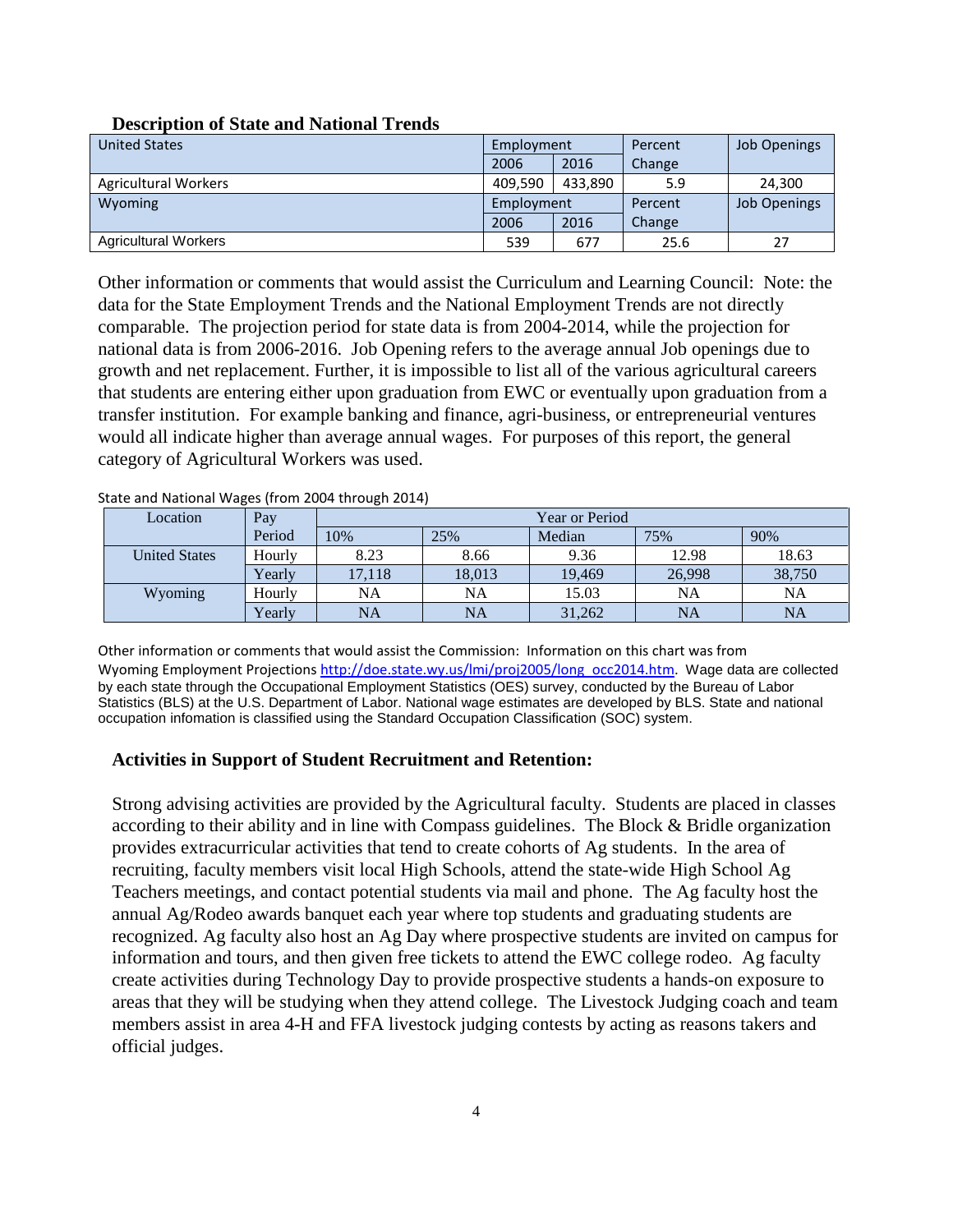**Description of State and National Trends**

| United States | Employment | | Percent Change | Job Openings |
|---|---|---|---|---|
| | 2006 | 2016 | | |
| Agricultural Workers | 409,590 | 433,890 | 5.9 | 24,300 |
| **Wyoming** | **Employment** | | **Percent Change** | **Job Openings** |
| | 2006 | 2016 | | |
| Agricultural Workers | 539 | 677 | 25.6 | 27 |

Other information or comments that would assist the Curriculum and Learning Council: Note: the data for the State Employment Trends and the National Employment Trends are not directly comparable. The projection period for state data is from 2004-2014, while the projection for national data is from 2006-2016. Job Opening refers to the average annual Job openings due to growth and net replacement. Further, it is impossible to list all of the various agricultural careers that students are entering either upon graduation from EWC or eventually upon graduation from a transfer institution. For example banking and finance, agri-business, or entrepreneurial ventures would all indicate higher than average annual wages. For purposes of this report, the general category of Agricultural Workers was used.

State and National Wages (from 2004 through 2014)

| Location | Pay Period | Year or Period | | | | |
|---|---|---|---|---|---|---|
| | | 10% | 25% | Median | 75% | 90% |
| United States | Hourly | 8.23 | 8.66 | 9.36 | 12.98 | 18.63 |
| | Yearly | 17,118 | 18,013 | 19,469 | 26,998 | 38,750 |
| Wyoming | Hourly | NA | NA | 15.03 | NA | NA |
| | Yearly | NA | NA | 31,262 | NA | NA |

Other information or comments that would assist the Commission: Information on this chart was from Wyoming Employment Projections http://doe.state.wy.us/lmi/proj2005/long_occ2014.htm. Wage data are collected by each state through the Occupational Employment Statistics (OES) survey, conducted by the Bureau of Labor Statistics (BLS) at the U.S. Department of Labor. National wage estimates are developed by BLS. State and national occupation infomation is classified using the Standard Occupation Classification (SOC) system.

**Activities in Support of Student Recruitment and Retention:**

Strong advising activities are provided by the Agricultural faculty. Students are placed in classes according to their ability and in line with Compass guidelines. The Block & Bridle organization provides extracurricular activities that tend to create cohorts of Ag students. In the area of recruiting, faculty members visit local High Schools, attend the state-wide High School Ag Teachers meetings, and contact potential students via mail and phone. The Ag faculty host the annual Ag/Rodeo awards banquet each year where top students and graduating students are recognized. Ag faculty also host an Ag Day where prospective students are invited on campus for information and tours, and then given free tickets to attend the EWC college rodeo. Ag faculty create activities during Technology Day to provide prospective students a hands-on exposure to areas that they will be studying when they attend college. The Livestock Judging coach and team members assist in area 4-H and FFA livestock judging contests by acting as reasons takers and official judges.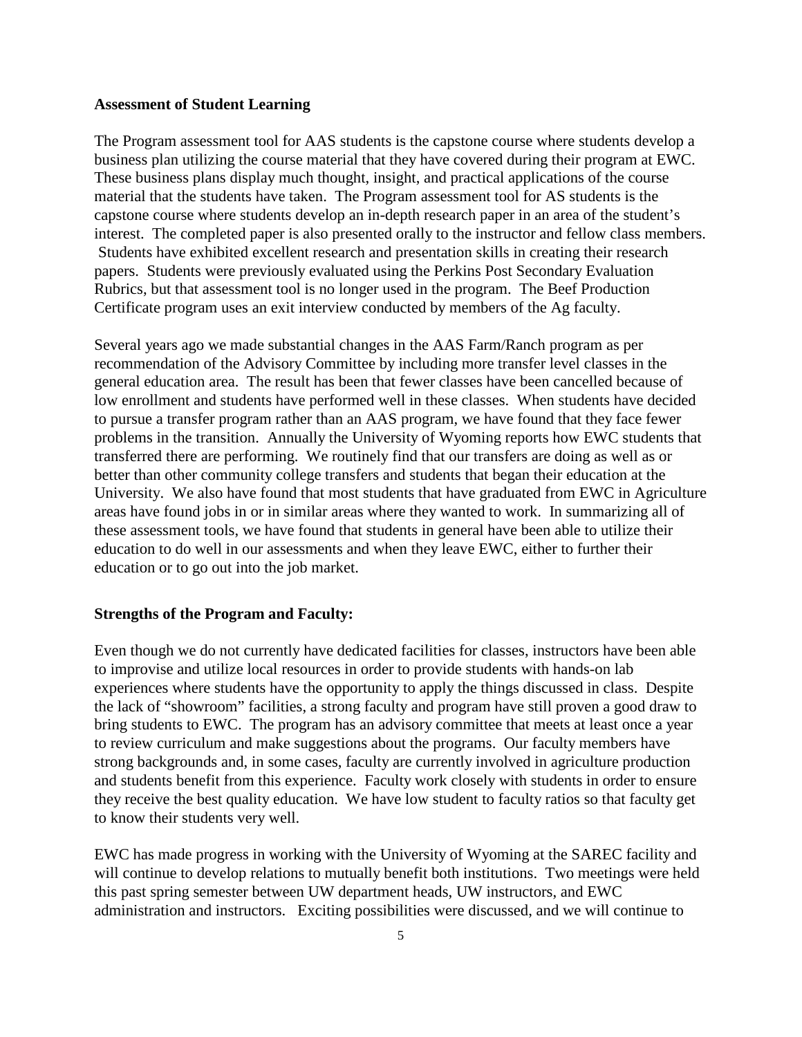**Assessment of Student Learning**

The Program assessment tool for AAS students is the capstone course where students develop a business plan utilizing the course material that they have covered during their program at EWC. These business plans display much thought, insight, and practical applications of the course material that the students have taken. The Program assessment tool for AS students is the capstone course where students develop an in-depth research paper in an area of the student's interest. The completed paper is also presented orally to the instructor and fellow class members. Students have exhibited excellent research and presentation skills in creating their research papers. Students were previously evaluated using the Perkins Post Secondary Evaluation Rubrics, but that assessment tool is no longer used in the program. The Beef Production Certificate program uses an exit interview conducted by members of the Ag faculty.

Several years ago we made substantial changes in the AAS Farm/Ranch program as per recommendation of the Advisory Committee by including more transfer level classes in the general education area. The result has been that fewer classes have been cancelled because of low enrollment and students have performed well in these classes. When students have decided to pursue a transfer program rather than an AAS program, we have found that they face fewer problems in the transition. Annually the University of Wyoming reports how EWC students that transferred there are performing. We routinely find that our transfers are doing as well as or better than other community college transfers and students that began their education at the University. We also have found that most students that have graduated from EWC in Agriculture areas have found jobs in or in similar areas where they wanted to work. In summarizing all of these assessment tools, we have found that students in general have been able to utilize their education to do well in our assessments and when they leave EWC, either to further their education or to go out into the job market.

**Strengths of the Program and Faculty:**

Even though we do not currently have dedicated facilities for classes, instructors have been able to improvise and utilize local resources in order to provide students with hands-on lab experiences where students have the opportunity to apply the things discussed in class. Despite the lack of "showroom" facilities, a strong faculty and program have still proven a good draw to bring students to EWC. The program has an advisory committee that meets at least once a year to review curriculum and make suggestions about the programs. Our faculty members have strong backgrounds and, in some cases, faculty are currently involved in agriculture production and students benefit from this experience. Faculty work closely with students in order to ensure they receive the best quality education. We have low student to faculty ratios so that faculty get to know their students very well.

EWC has made progress in working with the University of Wyoming at the SAREC facility and will continue to develop relations to mutually benefit both institutions. Two meetings were held this past spring semester between UW department heads, UW instructors, and EWC administration and instructors. Exciting possibilities were discussed, and we will continue to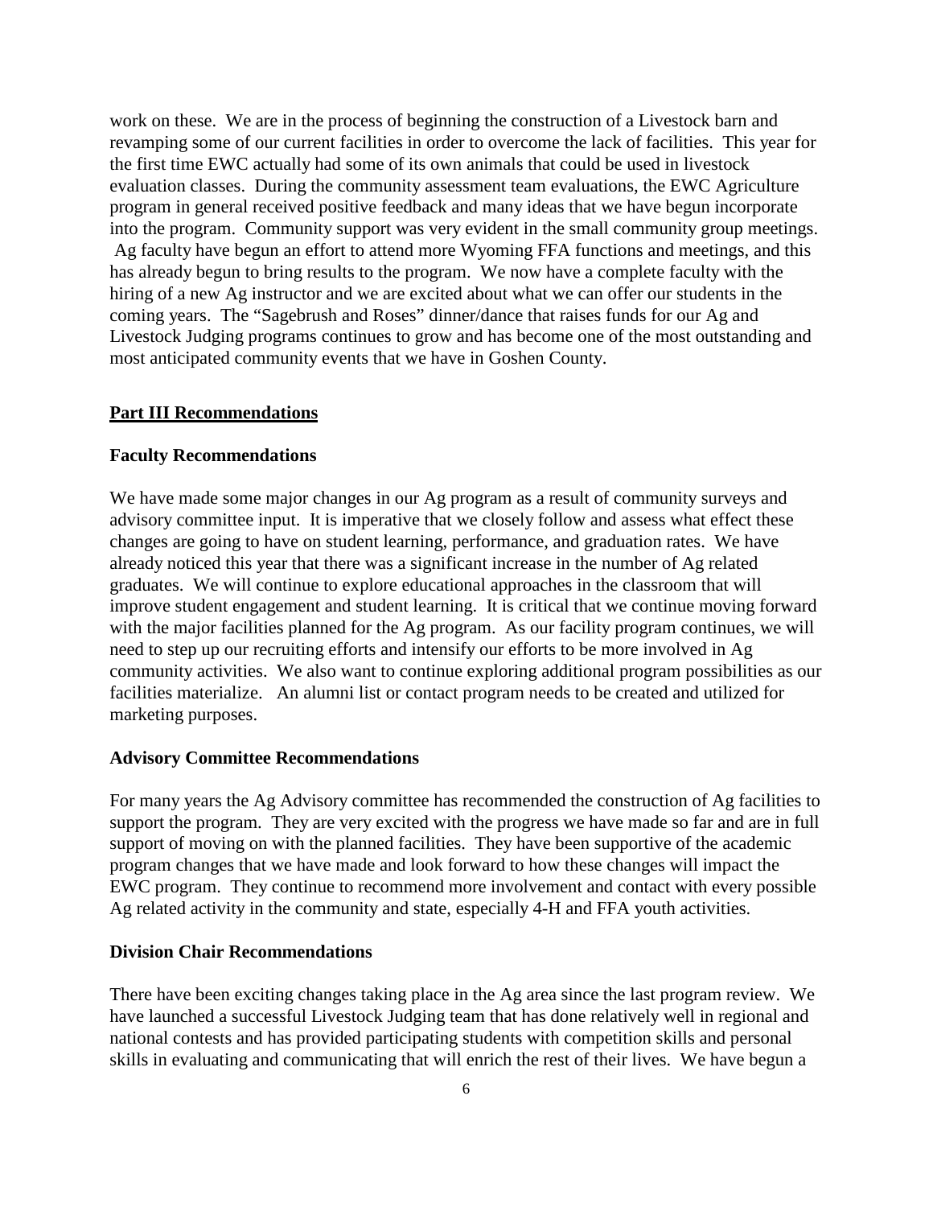work on these. We are in the process of beginning the construction of a Livestock barn and revamping some of our current facilities in order to overcome the lack of facilities. This year for the first time EWC actually had some of its own animals that could be used in livestock evaluation classes. During the community assessment team evaluations, the EWC Agriculture program in general received positive feedback and many ideas that we have begun incorporate into the program. Community support was very evident in the small community group meetings. Ag faculty have begun an effort to attend more Wyoming FFA functions and meetings, and this has already begun to bring results to the program. We now have a complete faculty with the hiring of a new Ag instructor and we are excited about what we can offer our students in the coming years. The "Sagebrush and Roses" dinner/dance that raises funds for our Ag and Livestock Judging programs continues to grow and has become one of the most outstanding and most anticipated community events that we have in Goshen County.

## Part III Recommendations

### Faculty Recommendations

We have made some major changes in our Ag program as a result of community surveys and advisory committee input. It is imperative that we closely follow and assess what effect these changes are going to have on student learning, performance, and graduation rates. We have already noticed this year that there was a significant increase in the number of Ag related graduates. We will continue to explore educational approaches in the classroom that will improve student engagement and student learning. It is critical that we continue moving forward with the major facilities planned for the Ag program. As our facility program continues, we will need to step up our recruiting efforts and intensify our efforts to be more involved in Ag community activities. We also want to continue exploring additional program possibilities as our facilities materialize. An alumni list or contact program needs to be created and utilized for marketing purposes.

### Advisory Committee Recommendations

For many years the Ag Advisory committee has recommended the construction of Ag facilities to support the program. They are very excited with the progress we have made so far and are in full support of moving on with the planned facilities. They have been supportive of the academic program changes that we have made and look forward to how these changes will impact the EWC program. They continue to recommend more involvement and contact with every possible Ag related activity in the community and state, especially 4-H and FFA youth activities.

### Division Chair Recommendations

There have been exciting changes taking place in the Ag area since the last program review. We have launched a successful Livestock Judging team that has done relatively well in regional and national contests and has provided participating students with competition skills and personal skills in evaluating and communicating that will enrich the rest of their lives. We have begun a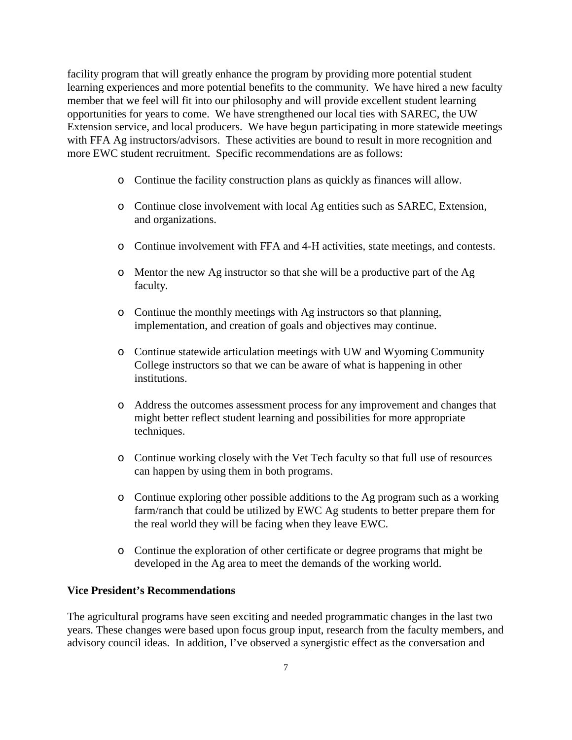facility program that will greatly enhance the program by providing more potential student learning experiences and more potential benefits to the community. We have hired a new faculty member that we feel will fit into our philosophy and will provide excellent student learning opportunities for years to come. We have strengthened our local ties with SAREC, the UW Extension service, and local producers. We have begun participating in more statewide meetings with FFA Ag instructors/advisors. These activities are bound to result in more recognition and more EWC student recruitment. Specific recommendations are as follows:

- Continue the facility construction plans as quickly as finances will allow.
- Continue close involvement with local Ag entities such as SAREC, Extension, and organizations.
- Continue involvement with FFA and 4-H activities, state meetings, and contests.
- Mentor the new Ag instructor so that she will be a productive part of the Ag faculty.
- Continue the monthly meetings with Ag instructors so that planning, implementation, and creation of goals and objectives may continue.
- Continue statewide articulation meetings with UW and Wyoming Community College instructors so that we can be aware of what is happening in other institutions.
- Address the outcomes assessment process for any improvement and changes that might better reflect student learning and possibilities for more appropriate techniques.
- Continue working closely with the Vet Tech faculty so that full use of resources can happen by using them in both programs.
- Continue exploring other possible additions to the Ag program such as a working farm/ranch that could be utilized by EWC Ag students to better prepare them for the real world they will be facing when they leave EWC.
- Continue the exploration of other certificate or degree programs that might be developed in the Ag area to meet the demands of the working world.

**Vice President's Recommendations**

The agricultural programs have seen exciting and needed programmatic changes in the last two years. These changes were based upon focus group input, research from the faculty members, and advisory council ideas. In addition, I've observed a synergistic effect as the conversation and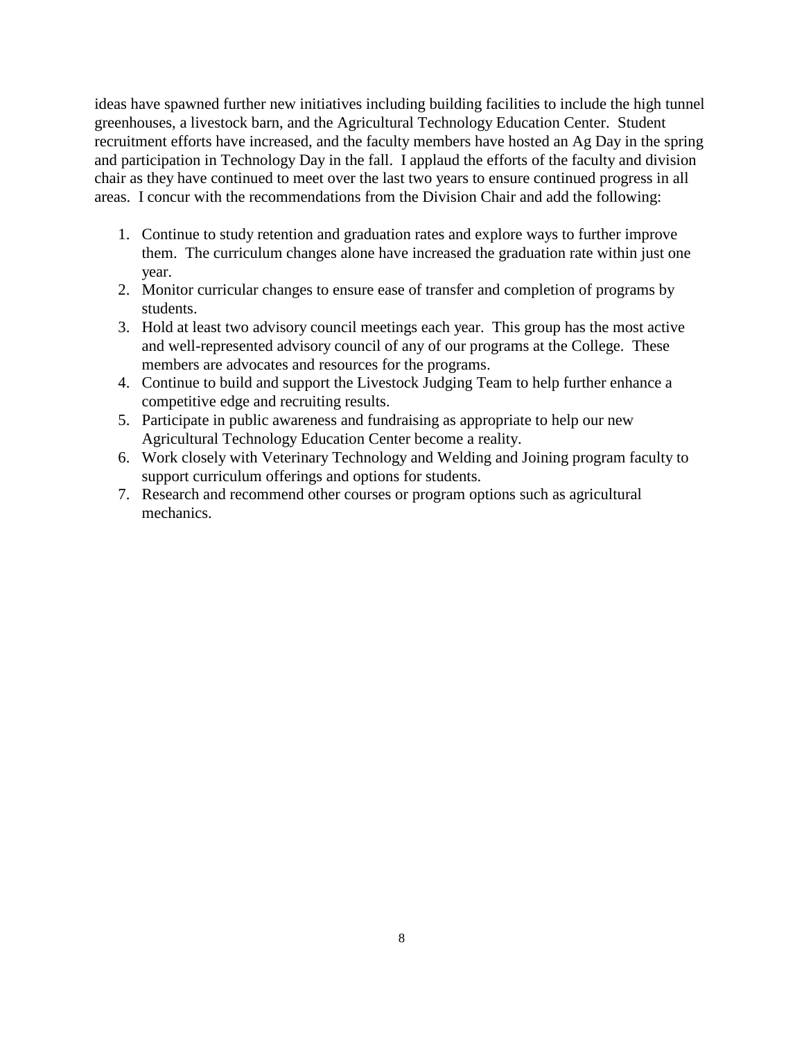ideas have spawned further new initiatives including building facilities to include the high tunnel greenhouses, a livestock barn, and the Agricultural Technology Education Center. Student recruitment efforts have increased, and the faculty members have hosted an Ag Day in the spring and participation in Technology Day in the fall. I applaud the efforts of the faculty and division chair as they have continued to meet over the last two years to ensure continued progress in all areas. I concur with the recommendations from the Division Chair and add the following:

1. Continue to study retention and graduation rates and explore ways to further improve them. The curriculum changes alone have increased the graduation rate within just one year.
2. Monitor curricular changes to ensure ease of transfer and completion of programs by students.
3. Hold at least two advisory council meetings each year. This group has the most active and well-represented advisory council of any of our programs at the College. These members are advocates and resources for the programs.
4. Continue to build and support the Livestock Judging Team to help further enhance a competitive edge and recruiting results.
5. Participate in public awareness and fundraising as appropriate to help our new Agricultural Technology Education Center become a reality.
6. Work closely with Veterinary Technology and Welding and Joining program faculty to support curriculum offerings and options for students.
7. Research and recommend other courses or program options such as agricultural mechanics.